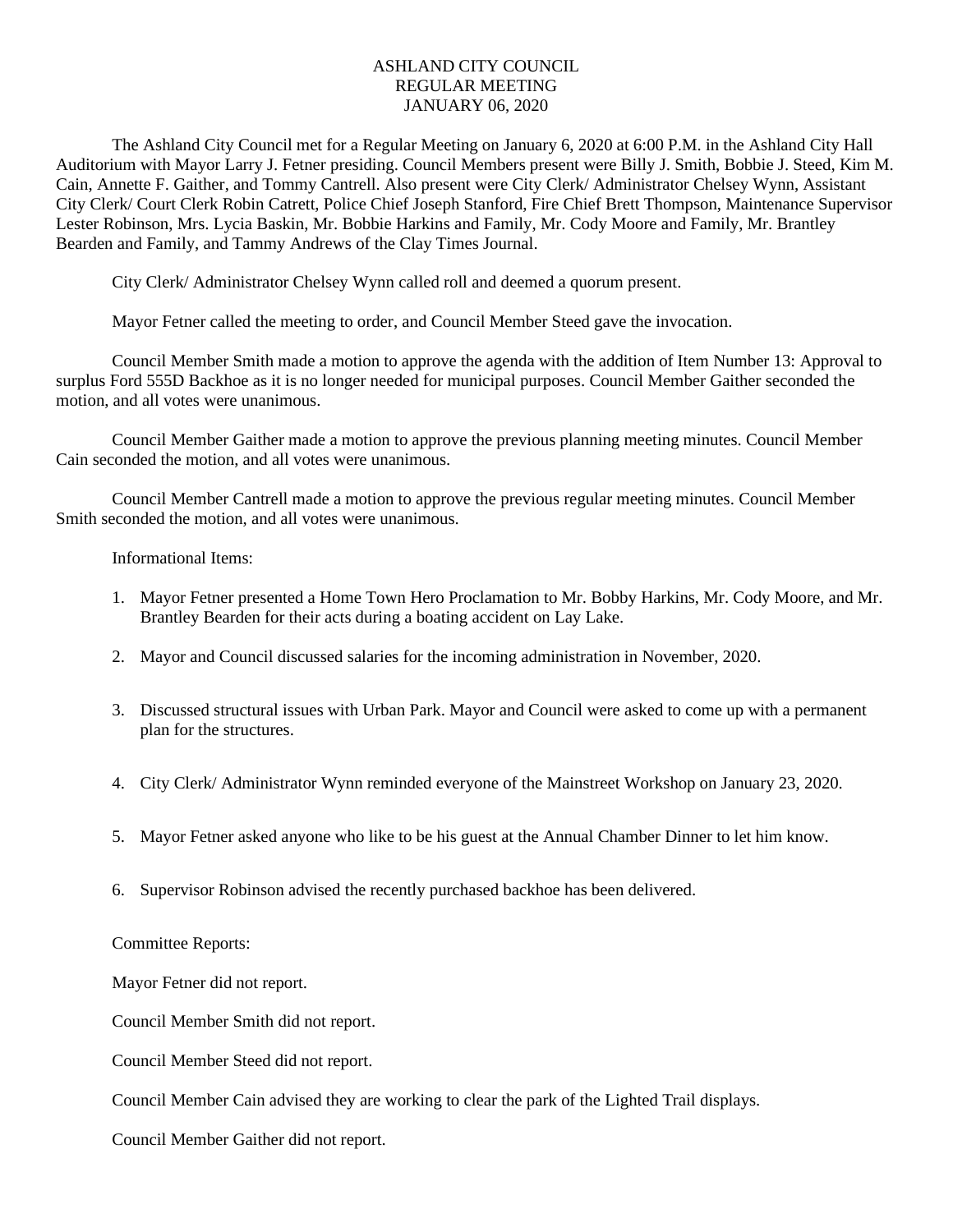# ASHLAND CITY COUNCIL
## REGULAR MEETING
## JANUARY 06, 2020

The Ashland City Council met for a Regular Meeting on January 6, 2020 at 6:00 P.M. in the Ashland City Hall Auditorium with Mayor Larry J. Fetner presiding. Council Members present were Billy J. Smith, Bobbie J. Steed, Kim M. Cain, Annette F. Gaither, and Tommy Cantrell. Also present were City Clerk/ Administrator Chelsey Wynn, Assistant City Clerk/ Court Clerk Robin Catrett, Police Chief Joseph Stanford, Fire Chief Brett Thompson, Maintenance Supervisor Lester Robinson, Mrs. Lycia Baskin, Mr. Bobbie Harkins and Family, Mr. Cody Moore and Family, Mr. Brantley Bearden and Family, and Tammy Andrews of the Clay Times Journal.

City Clerk/ Administrator Chelsey Wynn called roll and deemed a quorum present.

Mayor Fetner called the meeting to order, and Council Member Steed gave the invocation.

Council Member Smith made a motion to approve the agenda with the addition of Item Number 13: Approval to surplus Ford 555D Backhoe as it is no longer needed for municipal purposes. Council Member Gaither seconded the motion, and all votes were unanimous.

Council Member Gaither made a motion to approve the previous planning meeting minutes. Council Member Cain seconded the motion, and all votes were unanimous.

Council Member Cantrell made a motion to approve the previous regular meeting minutes. Council Member Smith seconded the motion, and all votes were unanimous.

Informational Items:

1. Mayor Fetner presented a Home Town Hero Proclamation to Mr. Bobby Harkins, Mr. Cody Moore, and Mr. Brantley Bearden for their acts during a boating accident on Lay Lake.
2. Mayor and Council discussed salaries for the incoming administration in November, 2020.
3. Discussed structural issues with Urban Park. Mayor and Council were asked to come up with a permanent plan for the structures.
4. City Clerk/ Administrator Wynn reminded everyone of the Mainstreet Workshop on January 23, 2020.
5. Mayor Fetner asked anyone who like to be his guest at the Annual Chamber Dinner to let him know.
6. Supervisor Robinson advised the recently purchased backhoe has been delivered.

Committee Reports:

Mayor Fetner did not report.

Council Member Smith did not report.

Council Member Steed did not report.

Council Member Cain advised they are working to clear the park of the Lighted Trail displays.

Council Member Gaither did not report.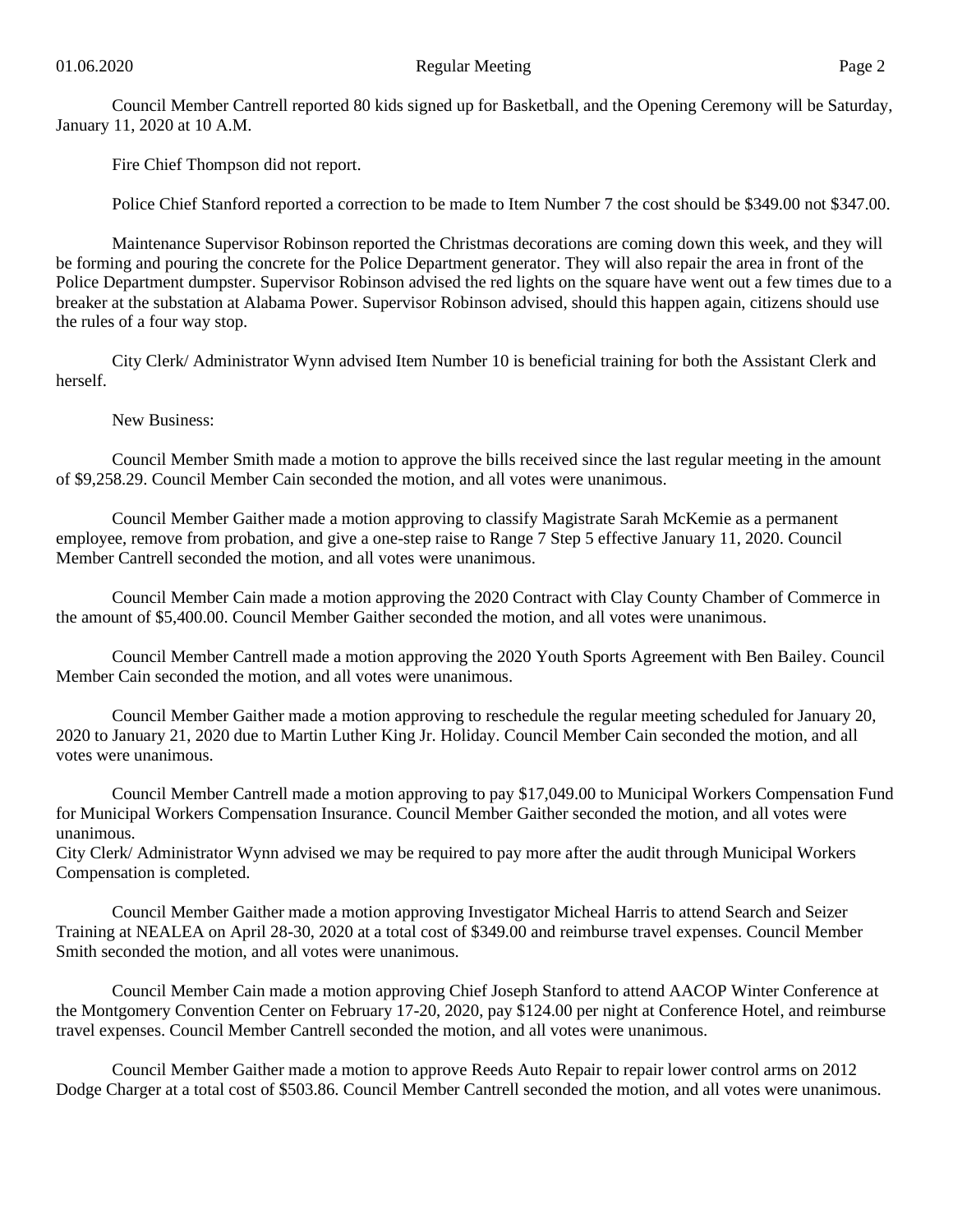Council Member Cantrell reported 80 kids signed up for Basketball, and the Opening Ceremony will be Saturday, January 11, 2020 at 10 A.M.

Fire Chief Thompson did not report.

Police Chief Stanford reported a correction to be made to Item Number 7 the cost should be $349.00 not $347.00.

Maintenance Supervisor Robinson reported the Christmas decorations are coming down this week, and they will be forming and pouring the concrete for the Police Department generator. They will also repair the area in front of the Police Department dumpster. Supervisor Robinson advised the red lights on the square have went out a few times due to a breaker at the substation at Alabama Power. Supervisor Robinson advised, should this happen again, citizens should use the rules of a four way stop.

City Clerk/ Administrator Wynn advised Item Number 10 is beneficial training for both the Assistant Clerk and herself.

New Business:

Council Member Smith made a motion to approve the bills received since the last regular meeting in the amount of $9,258.29. Council Member Cain seconded the motion, and all votes were unanimous.

Council Member Gaither made a motion approving to classify Magistrate Sarah McKemie as a permanent employee, remove from probation, and give a one-step raise to Range 7 Step 5 effective January 11, 2020. Council Member Cantrell seconded the motion, and all votes were unanimous.

Council Member Cain made a motion approving the 2020 Contract with Clay County Chamber of Commerce in the amount of $5,400.00. Council Member Gaither seconded the motion, and all votes were unanimous.

Council Member Cantrell made a motion approving the 2020 Youth Sports Agreement with Ben Bailey. Council Member Cain seconded the motion, and all votes were unanimous.

Council Member Gaither made a motion approving to reschedule the regular meeting scheduled for January 20, 2020 to January 21, 2020 due to Martin Luther King Jr. Holiday. Council Member Cain seconded the motion, and all votes were unanimous.

Council Member Cantrell made a motion approving to pay $17,049.00 to Municipal Workers Compensation Fund for Municipal Workers Compensation Insurance. Council Member Gaither seconded the motion, and all votes were unanimous.
City Clerk/ Administrator Wynn advised we may be required to pay more after the audit through Municipal Workers Compensation is completed.

Council Member Gaither made a motion approving Investigator Micheal Harris to attend Search and Seizer Training at NEALEA on April 28-30, 2020 at a total cost of $349.00 and reimburse travel expenses. Council Member Smith seconded the motion, and all votes were unanimous.

Council Member Cain made a motion approving Chief Joseph Stanford to attend AACOP Winter Conference at the Montgomery Convention Center on February 17-20, 2020, pay $124.00 per night at Conference Hotel, and reimburse travel expenses. Council Member Cantrell seconded the motion, and all votes were unanimous.

Council Member Gaither made a motion to approve Reeds Auto Repair to repair lower control arms on 2012 Dodge Charger at a total cost of $503.86. Council Member Cantrell seconded the motion, and all votes were unanimous.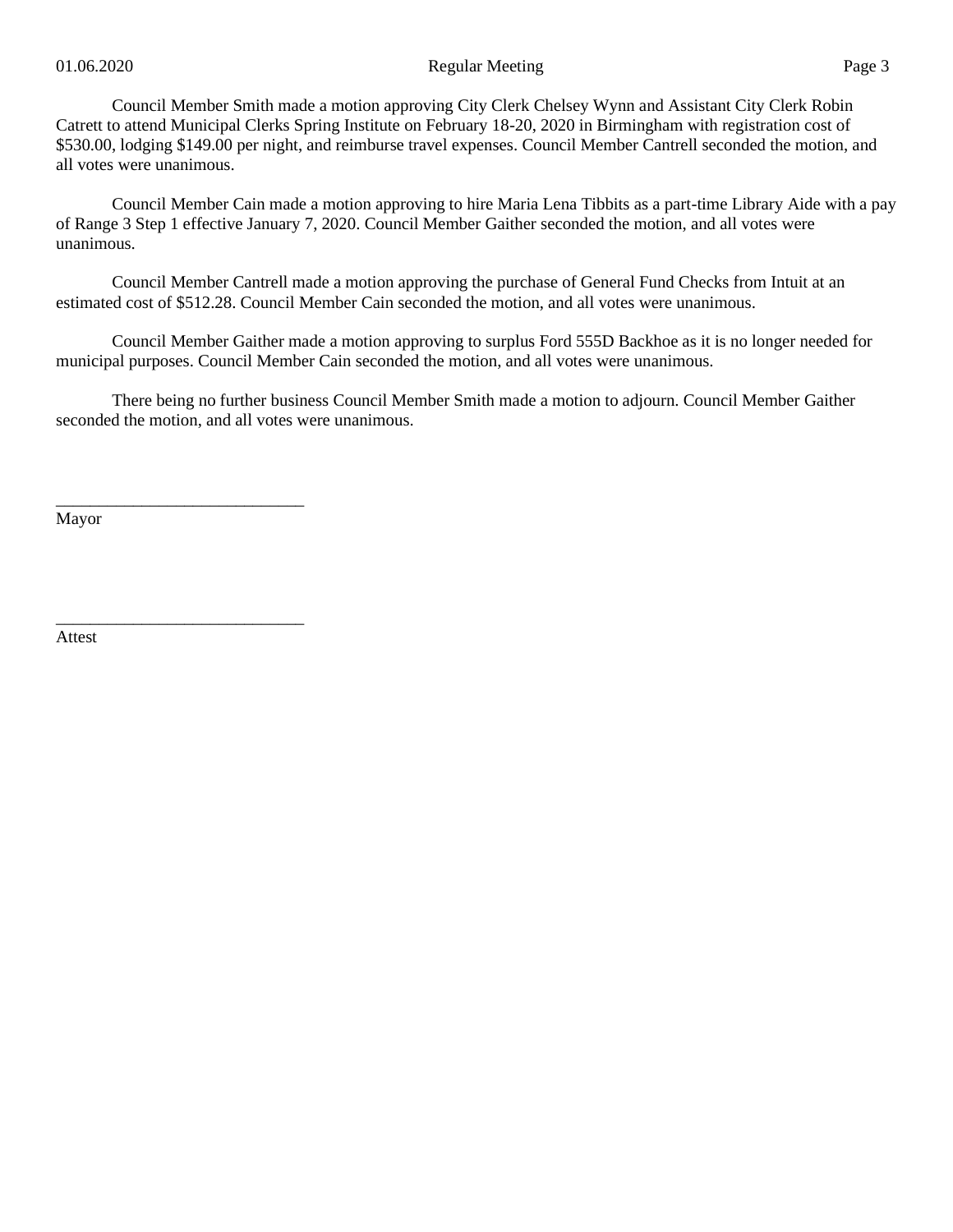Council Member Smith made a motion approving City Clerk Chelsey Wynn and Assistant City Clerk Robin Catrett to attend Municipal Clerks Spring Institute on February 18-20, 2020 in Birmingham with registration cost of $530.00, lodging $149.00 per night, and reimburse travel expenses. Council Member Cantrell seconded the motion, and all votes were unanimous.

Council Member Cain made a motion approving to hire Maria Lena Tibbits as a part-time Library Aide with a pay of Range 3 Step 1 effective January 7, 2020. Council Member Gaither seconded the motion, and all votes were unanimous.

Council Member Cantrell made a motion approving the purchase of General Fund Checks from Intuit at an estimated cost of $512.28. Council Member Cain seconded the motion, and all votes were unanimous.

Council Member Gaither made a motion approving to surplus Ford 555D Backhoe as it is no longer needed for municipal purposes. Council Member Cain seconded the motion, and all votes were unanimous.

There being no further business Council Member Smith made a motion to adjourn. Council Member Gaither seconded the motion, and all votes were unanimous.

_____________________________
Mayor

_____________________________
Attest